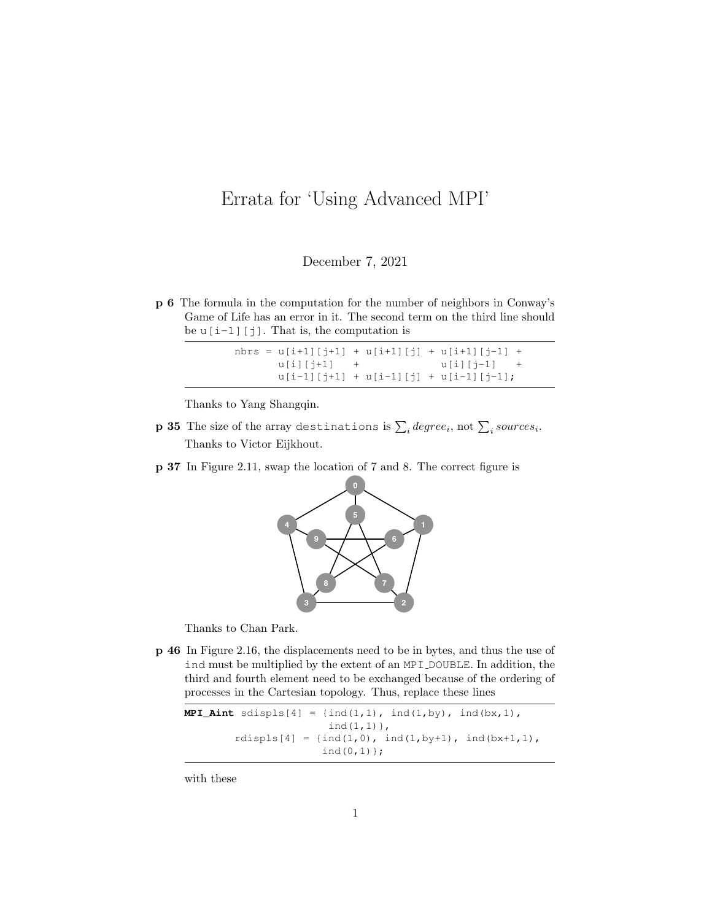# Errata for 'Using Advanced MPI'

December 7, 2021

**p 6** The formula in the computation for the number of neighbors in Conway's Game of Life has an error in it. The second term on the third line should be `u[i-1][j]`. That is, the computation is

```
nbrs = u[i+1][j+1] + u[i+1][j] + u[i+1][j-1] +
       u[i][j+1]   +             u[i][j-1]   +
       u[i-1][j+1] + u[i-1][j] + u[i-1][j-1];
```

Thanks to Yang Shangqin.

**p 35** The size of the array `destinations` is $\sum_i degree_i$, not $\sum_i sources_i$. Thanks to Victor Eijkhout.

**p 37** In Figure 2.11, swap the location of 7 and 8. The correct figure is

Thanks to Chan Park.

**p 46** In Figure 2.16, the displacements need to be in bytes, and thus the use of `ind` must be multiplied by the extent of an `MPI_DOUBLE`. In addition, the third and fourth element need to be exchanged because of the ordering of processes in the Cartesian topology. Thus, replace these lines

```
MPI_Aint sdispls[4] = {ind(1,1), ind(1,by), ind(bx,1),
                       ind(1,1)},
         rdispls[4] = {ind(1,0), ind(1,by+1), ind(bx+1,1),
                       ind(0,1)};
```

with these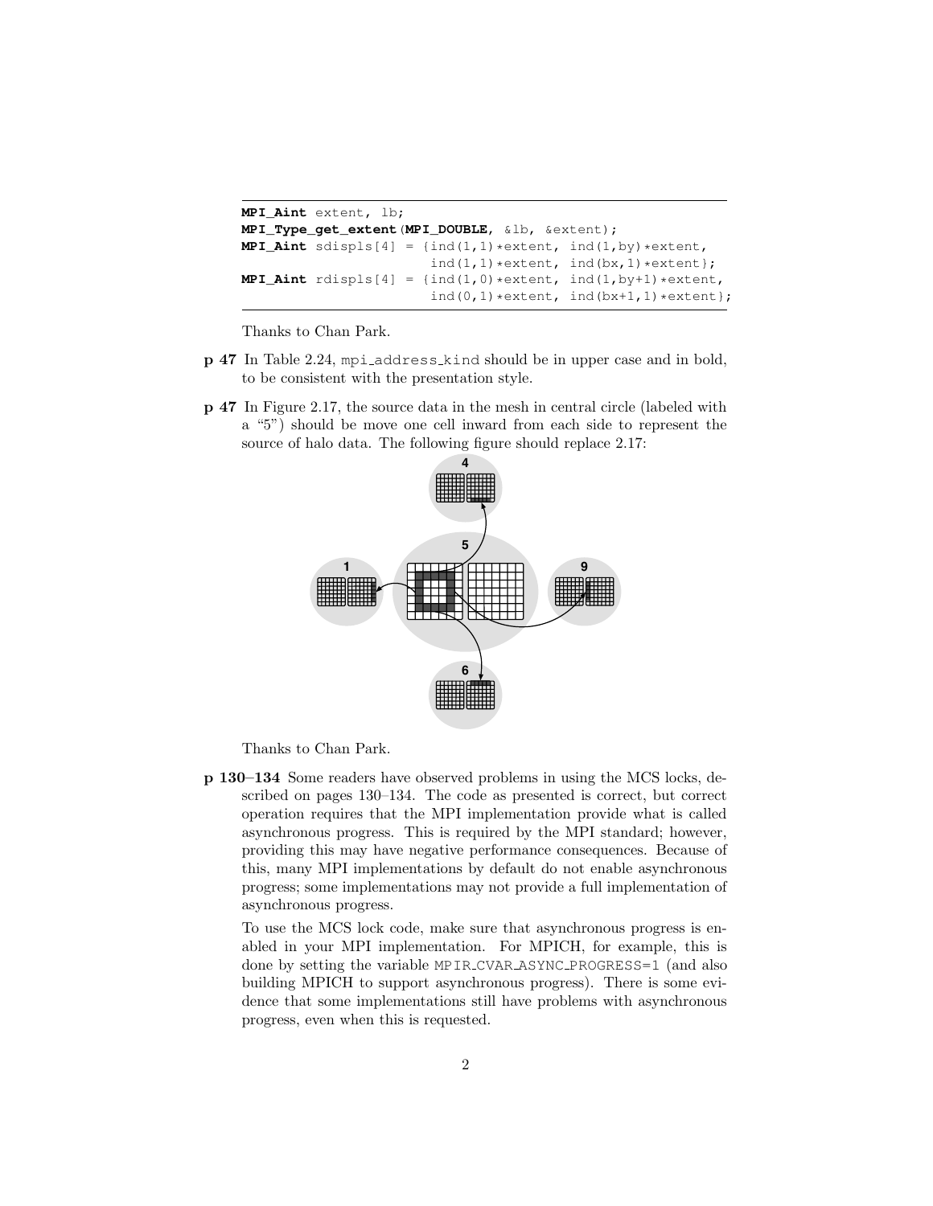```
MPI_Aint extent, lb;
MPI_Type_get_extent(MPI_DOUBLE, &lb, &extent);
MPI_Aint sdispls[4] = {ind(1,1)*extent, ind(1,by)*extent,
                       ind(1,1)*extent, ind(bx,1)*extent};
MPI_Aint rdispls[4] = {ind(1,0)*extent, ind(1,by+1)*extent,
                       ind(0,1)*extent, ind(bx+1,1)*extent};
```

Thanks to Chan Park.

**p 47** In Table 2.24, mpi_address_kind should be in upper case and in bold, to be consistent with the presentation style.

**p 47** In Figure 2.17, the source data in the mesh in central circle (labeled with a "5") should be move one cell inward from each side to represent the source of halo data. The following figure should replace 2.17:

Thanks to Chan Park.

**p 130–134** Some readers have observed problems in using the MCS locks, described on pages 130–134. The code as presented is correct, but correct operation requires that the MPI implementation provide what is called asynchronous progress. This is required by the MPI standard; however, providing this may have negative performance consequences. Because of this, many MPI implementations by default do not enable asynchronous progress; some implementations may not provide a full implementation of asynchronous progress.

To use the MCS lock code, make sure that asynchronous progress is enabled in your MPI implementation. For MPICH, for example, this is done by setting the variable MPIR_CVAR_ASYNC_PROGRESS=1 (and also building MPICH to support asynchronous progress). There is some evidence that some implementations still have problems with asynchronous progress, even when this is requested.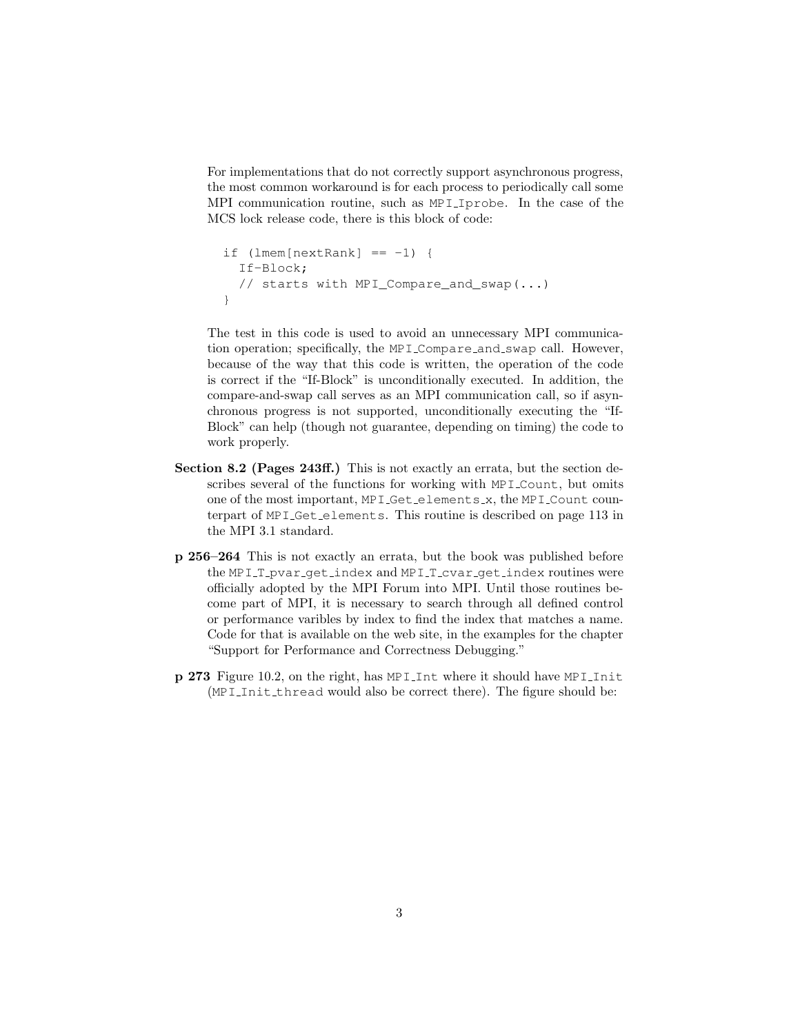For implementations that do not correctly support asynchronous progress, the most common workaround is for each process to periodically call some MPI communication routine, such as `MPI_Iprobe`. In the case of the MCS lock release code, there is this block of code:

```
if (lmem[nextRank] == -1) {
  If-Block;
  // starts with MPI_Compare_and_swap(...)
}
```

The test in this code is used to avoid an unnecessary MPI communication operation; specifically, the `MPI_Compare_and_swap` call. However, because of the way that this code is written, the operation of the code is correct if the "If-Block" is unconditionally executed. In addition, the compare-and-swap call serves as an MPI communication call, so if asynchronous progress is not supported, unconditionally executing the "If-Block" can help (though not guarantee, depending on timing) the code to work properly.

**Section 8.2 (Pages 243ff.)** This is not exactly an errata, but the section describes several of the functions for working with `MPI_Count`, but omits one of the most important, `MPI_Get_elements_x`, the `MPI_Count` counterpart of `MPI_Get_elements`. This routine is described on page 113 in the MPI 3.1 standard.

**p 256–264** This is not exactly an errata, but the book was published before the `MPI_T_pvar_get_index` and `MPI_T_cvar_get_index` routines were officially adopted by the MPI Forum into MPI. Until those routines become part of MPI, it is necessary to search through all defined control or performance varibles by index to find the index that matches a name. Code for that is available on the web site, in the examples for the chapter "Support for Performance and Correctness Debugging."

**p 273** Figure 10.2, on the right, has `MPI_Int` where it should have `MPI_Init` (`MPI_Init_thread` would also be correct there). The figure should be: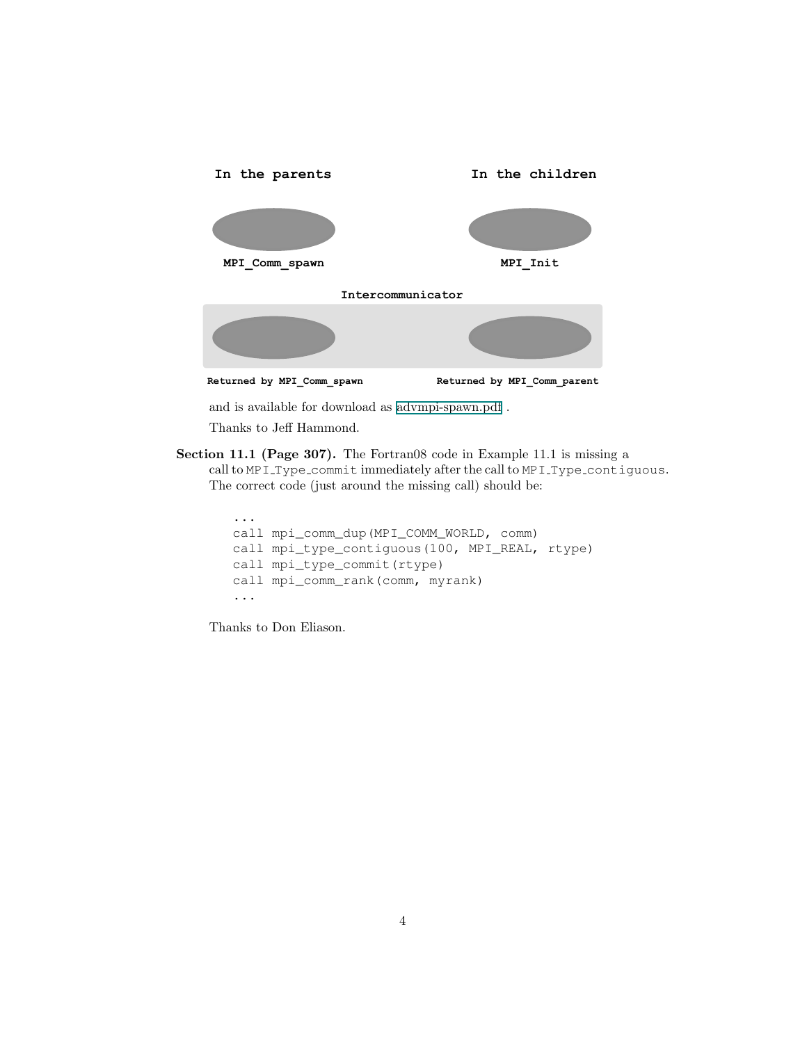In the parents

In the children

MPI_Comm_spawn

MPI_Init

Intercommunicator

Returned by MPI_Comm_spawn

Returned by MPI_Comm_parent

and is available for download as advmpi-spawn.pdf .

Thanks to Jeff Hammond.

**Section 11.1 (Page 307).** The Fortran08 code in Example 11.1 is missing a call to `MPI_Type_commit` immediately after the call to `MPI_Type_contiguous`. The correct code (just around the missing call) should be:

```
...
call mpi_comm_dup(MPI_COMM_WORLD, comm)
call mpi_type_contiguous(100, MPI_REAL, rtype)
call mpi_type_commit(rtype)
call mpi_comm_rank(comm, myrank)
...
```

Thanks to Don Eliason.